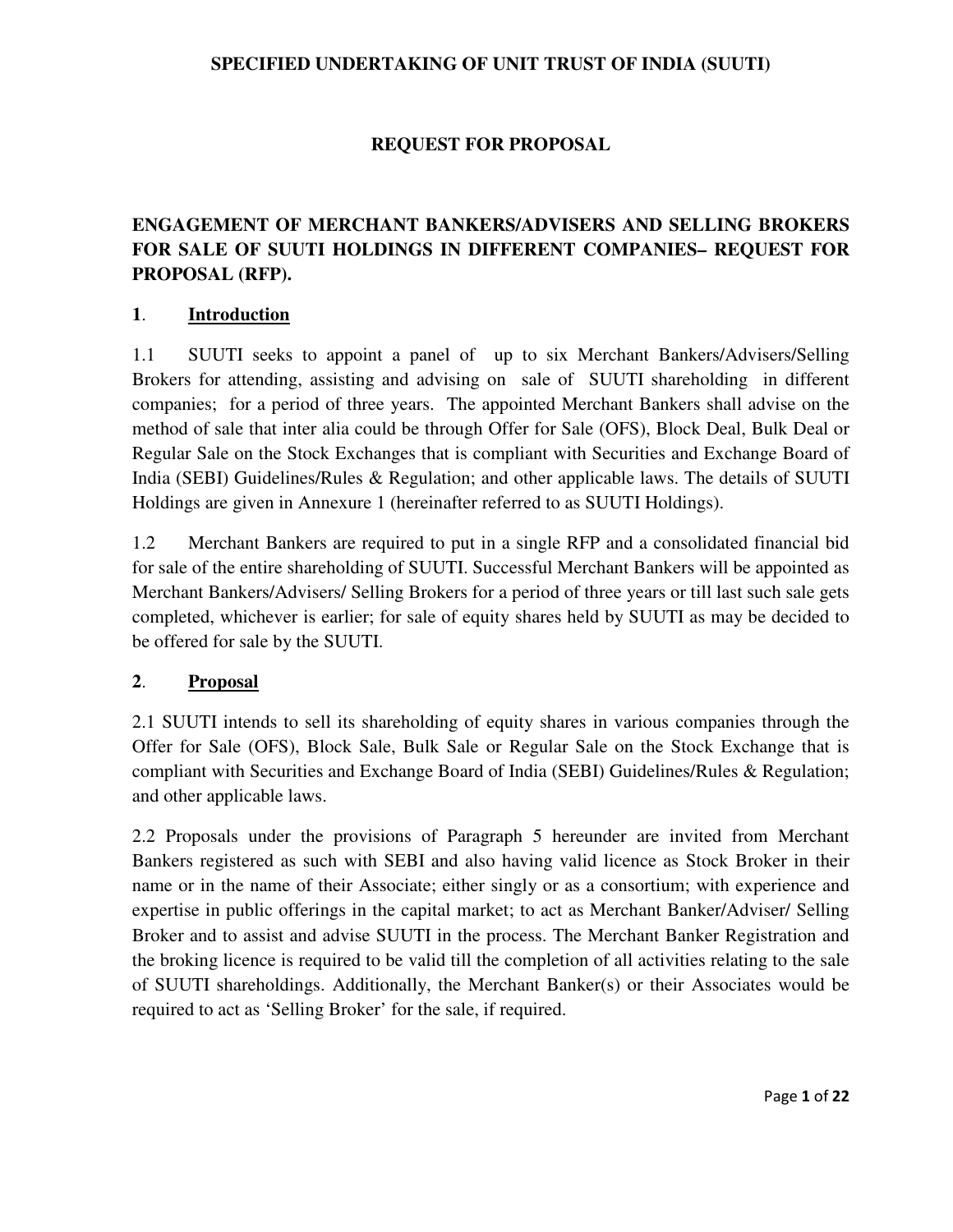**SPECIFIED UNDERTAKING OF UNIT TRUST OF INDIA (SUUTI)**

**REQUEST FOR PROPOSAL**

# ENGAGEMENT OF MERCHANT BANKERS/ADVISERS AND SELLING BROKERS FOR SALE OF SUUTI HOLDINGS IN DIFFERENT COMPANIES– REQUEST FOR PROPOSAL (RFP).

## 1. Introduction

1.1 SUUTI seeks to appoint a panel of up to six Merchant Bankers/Advisers/Selling Brokers for attending, assisting and advising on sale of SUUTI shareholding in different companies; for a period of three years. The appointed Merchant Bankers shall advise on the method of sale that inter alia could be through Offer for Sale (OFS), Block Deal, Bulk Deal or Regular Sale on the Stock Exchanges that is compliant with Securities and Exchange Board of India (SEBI) Guidelines/Rules & Regulation; and other applicable laws. The details of SUUTI Holdings are given in Annexure 1 (hereinafter referred to as SUUTI Holdings).

1.2 Merchant Bankers are required to put in a single RFP and a consolidated financial bid for sale of the entire shareholding of SUUTI. Successful Merchant Bankers will be appointed as Merchant Bankers/Advisers/ Selling Brokers for a period of three years or till last such sale gets completed, whichever is earlier; for sale of equity shares held by SUUTI as may be decided to be offered for sale by the SUUTI.

## 2. Proposal

2.1 SUUTI intends to sell its shareholding of equity shares in various companies through the Offer for Sale (OFS), Block Sale, Bulk Sale or Regular Sale on the Stock Exchange that is compliant with Securities and Exchange Board of India (SEBI) Guidelines/Rules & Regulation; and other applicable laws.

2.2 Proposals under the provisions of Paragraph 5 hereunder are invited from Merchant Bankers registered as such with SEBI and also having valid licence as Stock Broker in their name or in the name of their Associate; either singly or as a consortium; with experience and expertise in public offerings in the capital market; to act as Merchant Banker/Adviser/ Selling Broker and to assist and advise SUUTI in the process. The Merchant Banker Registration and the broking licence is required to be valid till the completion of all activities relating to the sale of SUUTI shareholdings. Additionally, the Merchant Banker(s) or their Associates would be required to act as 'Selling Broker' for the sale, if required.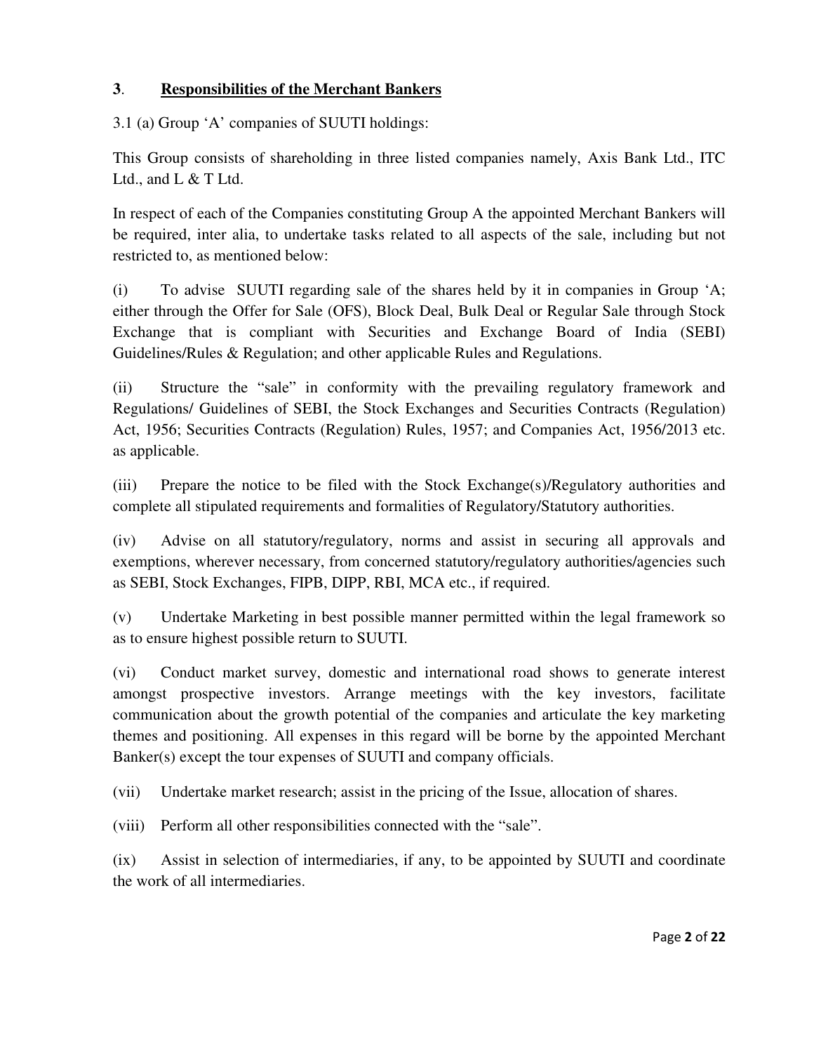## **3**. **Responsibilities of the Merchant Bankers**

3.1 (a) Group 'A' companies of SUUTI holdings:

This Group consists of shareholding in three listed companies namely, Axis Bank Ltd., ITC Ltd., and L & T Ltd.

In respect of each of the Companies constituting Group A the appointed Merchant Bankers will be required, inter alia, to undertake tasks related to all aspects of the sale, including but not restricted to, as mentioned below:

(i) To advise SUUTI regarding sale of the shares held by it in companies in Group 'A; either through the Offer for Sale (OFS), Block Deal, Bulk Deal or Regular Sale through Stock Exchange that is compliant with Securities and Exchange Board of India (SEBI) Guidelines/Rules & Regulation; and other applicable Rules and Regulations.

(ii) Structure the "sale" in conformity with the prevailing regulatory framework and Regulations/ Guidelines of SEBI, the Stock Exchanges and Securities Contracts (Regulation) Act, 1956; Securities Contracts (Regulation) Rules, 1957; and Companies Act, 1956/2013 etc. as applicable.

(iii) Prepare the notice to be filed with the Stock Exchange(s)/Regulatory authorities and complete all stipulated requirements and formalities of Regulatory/Statutory authorities.

(iv) Advise on all statutory/regulatory, norms and assist in securing all approvals and exemptions, wherever necessary, from concerned statutory/regulatory authorities/agencies such as SEBI, Stock Exchanges, FIPB, DIPP, RBI, MCA etc., if required.

(v) Undertake Marketing in best possible manner permitted within the legal framework so as to ensure highest possible return to SUUTI.

(vi) Conduct market survey, domestic and international road shows to generate interest amongst prospective investors. Arrange meetings with the key investors, facilitate communication about the growth potential of the companies and articulate the key marketing themes and positioning. All expenses in this regard will be borne by the appointed Merchant Banker(s) except the tour expenses of SUUTI and company officials.

(vii) Undertake market research; assist in the pricing of the Issue, allocation of shares.

(viii) Perform all other responsibilities connected with the "sale".

(ix) Assist in selection of intermediaries, if any, to be appointed by SUUTI and coordinate the work of all intermediaries.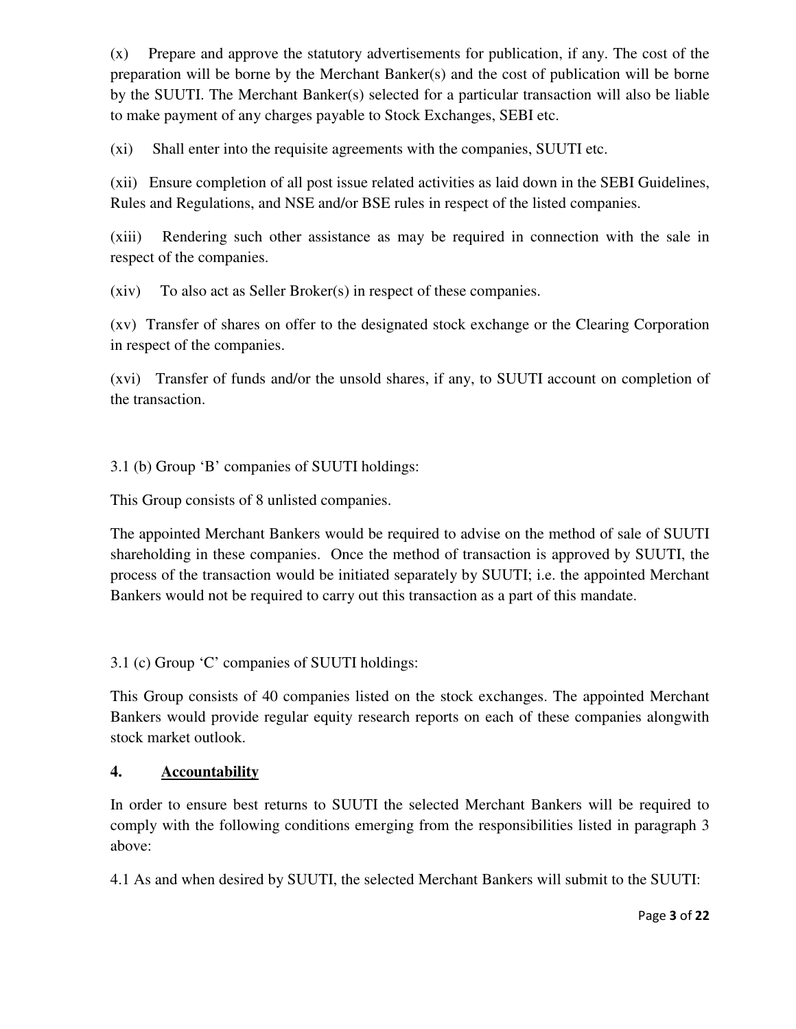(x) Prepare and approve the statutory advertisements for publication, if any. The cost of the preparation will be borne by the Merchant Banker(s) and the cost of publication will be borne by the SUUTI. The Merchant Banker(s) selected for a particular transaction will also be liable to make payment of any charges payable to Stock Exchanges, SEBI etc.

(xi) Shall enter into the requisite agreements with the companies, SUUTI etc.

(xii) Ensure completion of all post issue related activities as laid down in the SEBI Guidelines, Rules and Regulations, and NSE and/or BSE rules in respect of the listed companies.

(xiii) Rendering such other assistance as may be required in connection with the sale in respect of the companies.

(xiv) To also act as Seller Broker(s) in respect of these companies.

(xv) Transfer of shares on offer to the designated stock exchange or the Clearing Corporation in respect of the companies.

(xvi) Transfer of funds and/or the unsold shares, if any, to SUUTI account on completion of the transaction.

3.1 (b) Group 'B' companies of SUUTI holdings:

This Group consists of 8 unlisted companies.

The appointed Merchant Bankers would be required to advise on the method of sale of SUUTI shareholding in these companies. Once the method of transaction is approved by SUUTI, the process of the transaction would be initiated separately by SUUTI; i.e. the appointed Merchant Bankers would not be required to carry out this transaction as a part of this mandate.

3.1 (c) Group 'C' companies of SUUTI holdings:

This Group consists of 40 companies listed on the stock exchanges. The appointed Merchant Bankers would provide regular equity research reports on each of these companies alongwith stock market outlook.

## 4. <u>Accountability</u>

In order to ensure best returns to SUUTI the selected Merchant Bankers will be required to comply with the following conditions emerging from the responsibilities listed in paragraph 3 above:

4.1 As and when desired by SUUTI, the selected Merchant Bankers will submit to the SUUTI: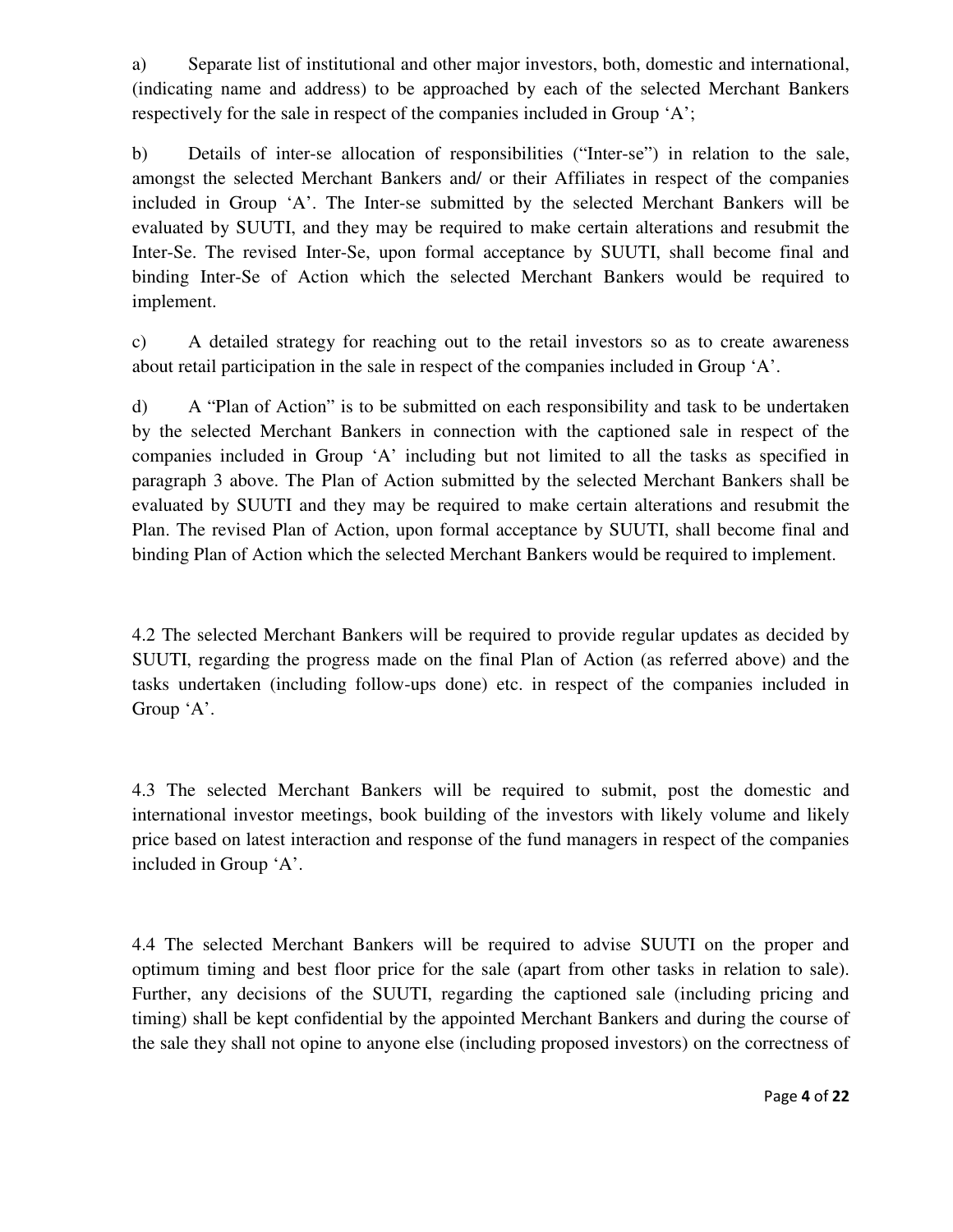a) Separate list of institutional and other major investors, both, domestic and international, (indicating name and address) to be approached by each of the selected Merchant Bankers respectively for the sale in respect of the companies included in Group 'A';

b) Details of inter-se allocation of responsibilities ("Inter-se") in relation to the sale, amongst the selected Merchant Bankers and/ or their Affiliates in respect of the companies included in Group 'A'. The Inter-se submitted by the selected Merchant Bankers will be evaluated by SUUTI, and they may be required to make certain alterations and resubmit the Inter-Se. The revised Inter-Se, upon formal acceptance by SUUTI, shall become final and binding Inter-Se of Action which the selected Merchant Bankers would be required to implement.

c) A detailed strategy for reaching out to the retail investors so as to create awareness about retail participation in the sale in respect of the companies included in Group 'A'.

d) A "Plan of Action" is to be submitted on each responsibility and task to be undertaken by the selected Merchant Bankers in connection with the captioned sale in respect of the companies included in Group 'A' including but not limited to all the tasks as specified in paragraph 3 above. The Plan of Action submitted by the selected Merchant Bankers shall be evaluated by SUUTI and they may be required to make certain alterations and resubmit the Plan. The revised Plan of Action, upon formal acceptance by SUUTI, shall become final and binding Plan of Action which the selected Merchant Bankers would be required to implement.

4.2 The selected Merchant Bankers will be required to provide regular updates as decided by SUUTI, regarding the progress made on the final Plan of Action (as referred above) and the tasks undertaken (including follow-ups done) etc. in respect of the companies included in Group 'A'.

4.3 The selected Merchant Bankers will be required to submit, post the domestic and international investor meetings, book building of the investors with likely volume and likely price based on latest interaction and response of the fund managers in respect of the companies included in Group 'A'.

4.4 The selected Merchant Bankers will be required to advise SUUTI on the proper and optimum timing and best floor price for the sale (apart from other tasks in relation to sale). Further, any decisions of the SUUTI, regarding the captioned sale (including pricing and timing) shall be kept confidential by the appointed Merchant Bankers and during the course of the sale they shall not opine to anyone else (including proposed investors) on the correctness of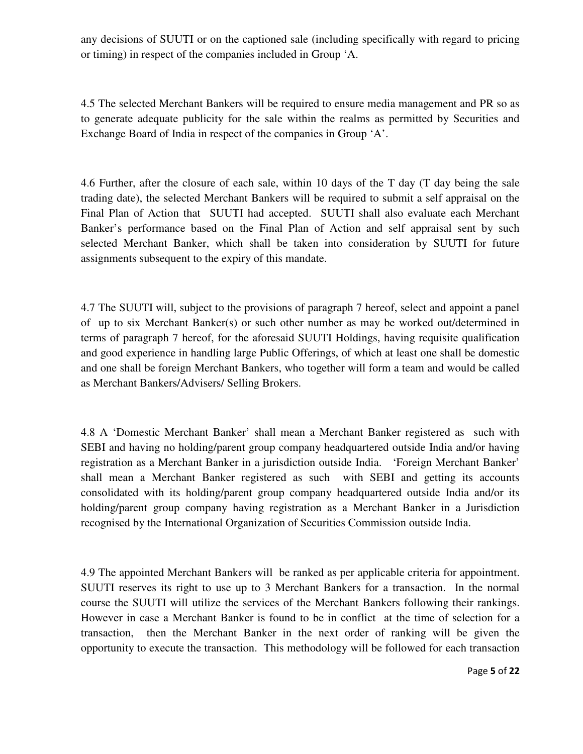any decisions of SUUTI or on the captioned sale (including specifically with regard to pricing or timing) in respect of the companies included in Group 'A.

4.5 The selected Merchant Bankers will be required to ensure media management and PR so as to generate adequate publicity for the sale within the realms as permitted by Securities and Exchange Board of India in respect of the companies in Group 'A'.

4.6 Further, after the closure of each sale, within 10 days of the T day (T day being the sale trading date), the selected Merchant Bankers will be required to submit a self appraisal on the Final Plan of Action that SUUTI had accepted. SUUTI shall also evaluate each Merchant Banker's performance based on the Final Plan of Action and self appraisal sent by such selected Merchant Banker, which shall be taken into consideration by SUUTI for future assignments subsequent to the expiry of this mandate.

4.7 The SUUTI will, subject to the provisions of paragraph 7 hereof, select and appoint a panel of up to six Merchant Banker(s) or such other number as may be worked out/determined in terms of paragraph 7 hereof, for the aforesaid SUUTI Holdings, having requisite qualification and good experience in handling large Public Offerings, of which at least one shall be domestic and one shall be foreign Merchant Bankers, who together will form a team and would be called as Merchant Bankers/Advisers/ Selling Brokers.

4.8 A 'Domestic Merchant Banker' shall mean a Merchant Banker registered as such with SEBI and having no holding/parent group company headquartered outside India and/or having registration as a Merchant Banker in a jurisdiction outside India. 'Foreign Merchant Banker' shall mean a Merchant Banker registered as such with SEBI and getting its accounts consolidated with its holding/parent group company headquartered outside India and/or its holding/parent group company having registration as a Merchant Banker in a Jurisdiction recognised by the International Organization of Securities Commission outside India.

4.9 The appointed Merchant Bankers will be ranked as per applicable criteria for appointment. SUUTI reserves its right to use up to 3 Merchant Bankers for a transaction. In the normal course the SUUTI will utilize the services of the Merchant Bankers following their rankings. However in case a Merchant Banker is found to be in conflict at the time of selection for a transaction, then the Merchant Banker in the next order of ranking will be given the opportunity to execute the transaction. This methodology will be followed for each transaction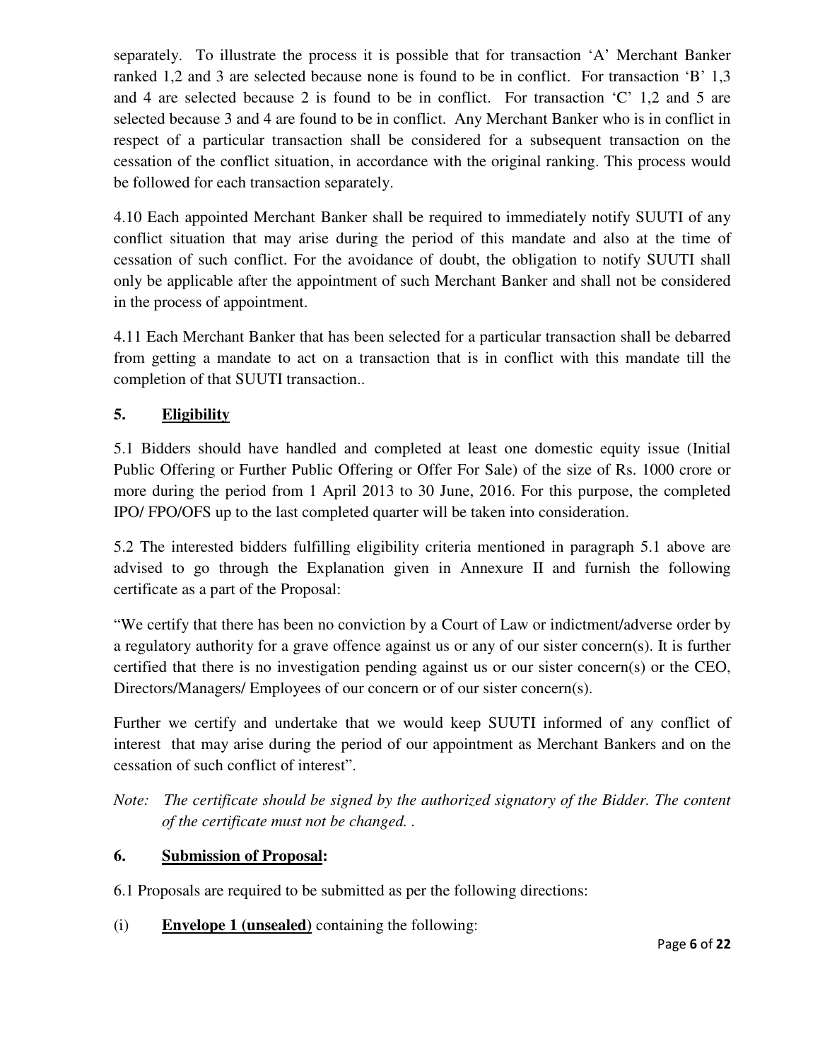separately. To illustrate the process it is possible that for transaction 'A' Merchant Banker ranked 1,2 and 3 are selected because none is found to be in conflict. For transaction 'B' 1,3 and 4 are selected because 2 is found to be in conflict. For transaction 'C' 1,2 and 5 are selected because 3 and 4 are found to be in conflict. Any Merchant Banker who is in conflict in respect of a particular transaction shall be considered for a subsequent transaction on the cessation of the conflict situation, in accordance with the original ranking. This process would be followed for each transaction separately.

4.10 Each appointed Merchant Banker shall be required to immediately notify SUUTI of any conflict situation that may arise during the period of this mandate and also at the time of cessation of such conflict. For the avoidance of doubt, the obligation to notify SUUTI shall only be applicable after the appointment of such Merchant Banker and shall not be considered in the process of appointment.

4.11 Each Merchant Banker that has been selected for a particular transaction shall be debarred from getting a mandate to act on a transaction that is in conflict with this mandate till the completion of that SUUTI transaction..

## 5. Eligibility

5.1 Bidders should have handled and completed at least one domestic equity issue (Initial Public Offering or Further Public Offering or Offer For Sale) of the size of Rs. 1000 crore or more during the period from 1 April 2013 to 30 June, 2016. For this purpose, the completed IPO/ FPO/OFS up to the last completed quarter will be taken into consideration.

5.2 The interested bidders fulfilling eligibility criteria mentioned in paragraph 5.1 above are advised to go through the Explanation given in Annexure II and furnish the following certificate as a part of the Proposal:

"We certify that there has been no conviction by a Court of Law or indictment/adverse order by a regulatory authority for a grave offence against us or any of our sister concern(s). It is further certified that there is no investigation pending against us or our sister concern(s) or the CEO, Directors/Managers/ Employees of our concern or of our sister concern(s).

Further we certify and undertake that we would keep SUUTI informed of any conflict of interest that may arise during the period of our appointment as Merchant Bankers and on the cessation of such conflict of interest".

*Note: The certificate should be signed by the authorized signatory of the Bidder. The content of the certificate must not be changed. .*

## 6. Submission of Proposal:

6.1 Proposals are required to be submitted as per the following directions:

(i) **Envelope 1 (unsealed)** containing the following: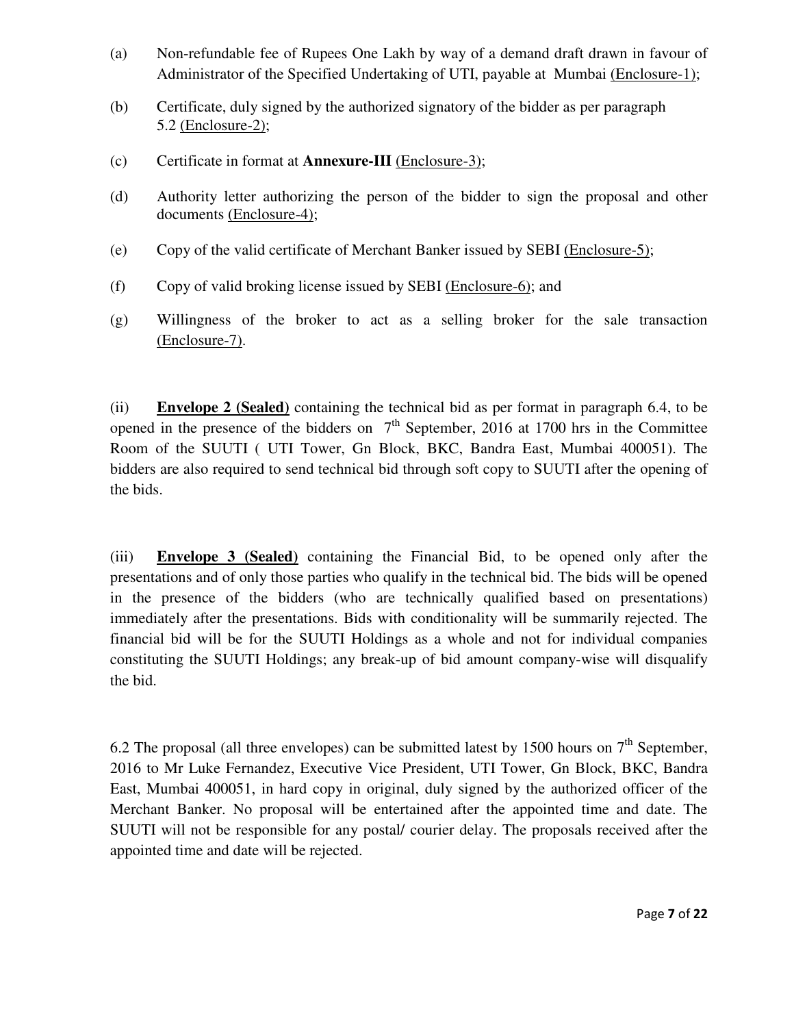(a) Non-refundable fee of Rupees One Lakh by way of a demand draft drawn in favour of Administrator of the Specified Undertaking of UTI, payable at Mumbai (Enclosure-1);

(b) Certificate, duly signed by the authorized signatory of the bidder as per paragraph 5.2 (Enclosure-2);

(c) Certificate in format at **Annexure-III** (Enclosure-3);

(d) Authority letter authorizing the person of the bidder to sign the proposal and other documents (Enclosure-4);

(e) Copy of the valid certificate of Merchant Banker issued by SEBI (Enclosure-5);

(f) Copy of valid broking license issued by SEBI (Enclosure-6); and

(g) Willingness of the broker to act as a selling broker for the sale transaction (Enclosure-7).

(ii) **Envelope 2 (Sealed)** containing the technical bid as per format in paragraph 6.4, to be opened in the presence of the bidders on 7th September, 2016 at 1700 hrs in the Committee Room of the SUUTI ( UTI Tower, Gn Block, BKC, Bandra East, Mumbai 400051). The bidders are also required to send technical bid through soft copy to SUUTI after the opening of the bids.

(iii) **Envelope 3 (Sealed)** containing the Financial Bid, to be opened only after the presentations and of only those parties who qualify in the technical bid. The bids will be opened in the presence of the bidders (who are technically qualified based on presentations) immediately after the presentations. Bids with conditionality will be summarily rejected. The financial bid will be for the SUUTI Holdings as a whole and not for individual companies constituting the SUUTI Holdings; any break-up of bid amount company-wise will disqualify the bid.

6.2 The proposal (all three envelopes) can be submitted latest by 1500 hours on 7th September, 2016 to Mr Luke Fernandez, Executive Vice President, UTI Tower, Gn Block, BKC, Bandra East, Mumbai 400051, in hard copy in original, duly signed by the authorized officer of the Merchant Banker. No proposal will be entertained after the appointed time and date. The SUUTI will not be responsible for any postal/ courier delay. The proposals received after the appointed time and date will be rejected.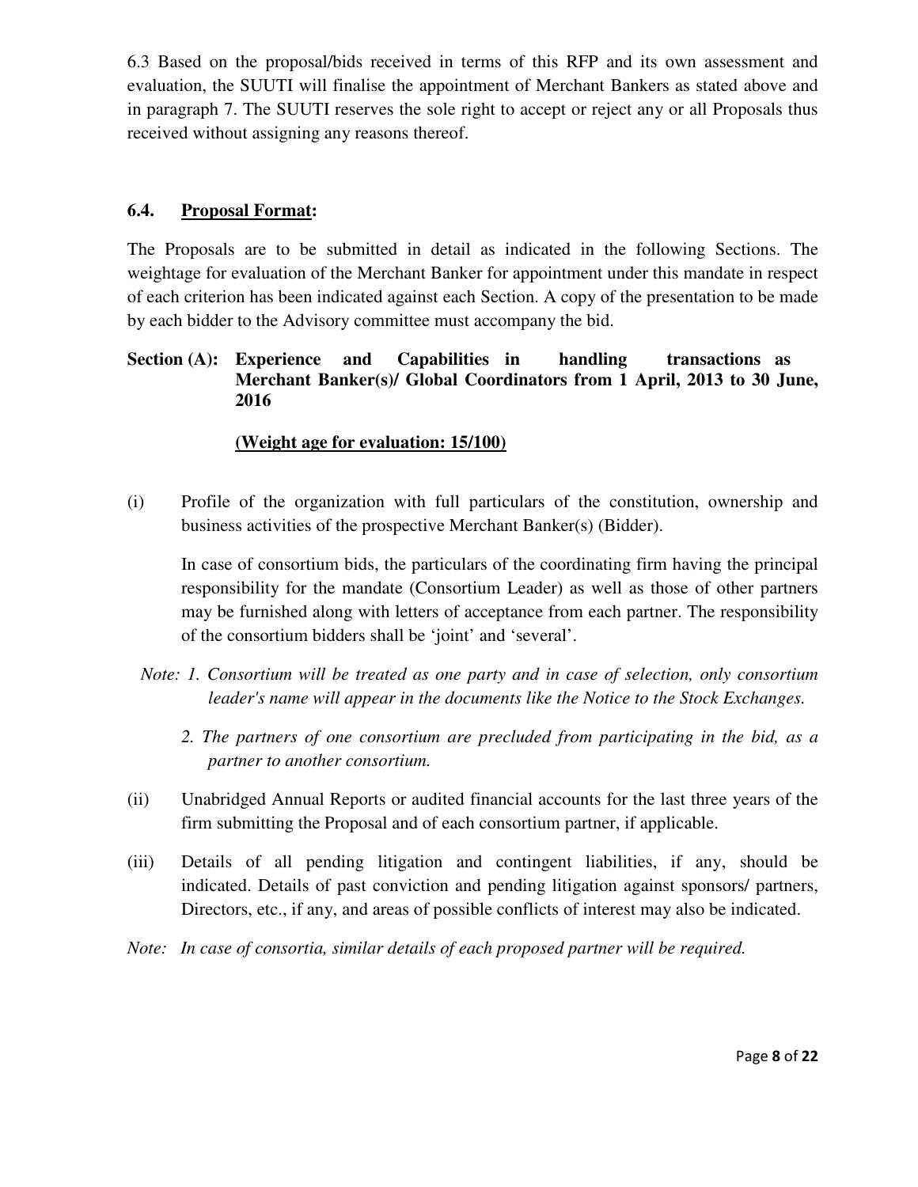6.3 Based on the proposal/bids received in terms of this RFP and its own assessment and evaluation, the SUUTI will finalise the appointment of Merchant Bankers as stated above and in paragraph 7. The SUUTI reserves the sole right to accept or reject any or all Proposals thus received without assigning any reasons thereof.

### 6.4. Proposal Format:

The Proposals are to be submitted in detail as indicated in the following Sections. The weightage for evaluation of the Merchant Banker for appointment under this mandate in respect of each criterion has been indicated against each Section. A copy of the presentation to be made by each bidder to the Advisory committee must accompany the bid.

**Section (A): Experience and Capabilities in handling transactions as Merchant Banker(s)/ Global Coordinators from 1 April, 2013 to 30 June, 2016**

**(Weight age for evaluation: 15/100)**

(i) Profile of the organization with full particulars of the constitution, ownership and business activities of the prospective Merchant Banker(s) (Bidder).

In case of consortium bids, the particulars of the coordinating firm having the principal responsibility for the mandate (Consortium Leader) as well as those of other partners may be furnished along with letters of acceptance from each partner. The responsibility of the consortium bidders shall be 'joint' and 'several'.

*Note: 1. Consortium will be treated as one party and in case of selection, only consortium leader's name will appear in the documents like the Notice to the Stock Exchanges.*

*2. The partners of one consortium are precluded from participating in the bid, as a partner to another consortium.*

(ii) Unabridged Annual Reports or audited financial accounts for the last three years of the firm submitting the Proposal and of each consortium partner, if applicable.

(iii) Details of all pending litigation and contingent liabilities, if any, should be indicated. Details of past conviction and pending litigation against sponsors/ partners, Directors, etc., if any, and areas of possible conflicts of interest may also be indicated.

*Note: In case of consortia, similar details of each proposed partner will be required.*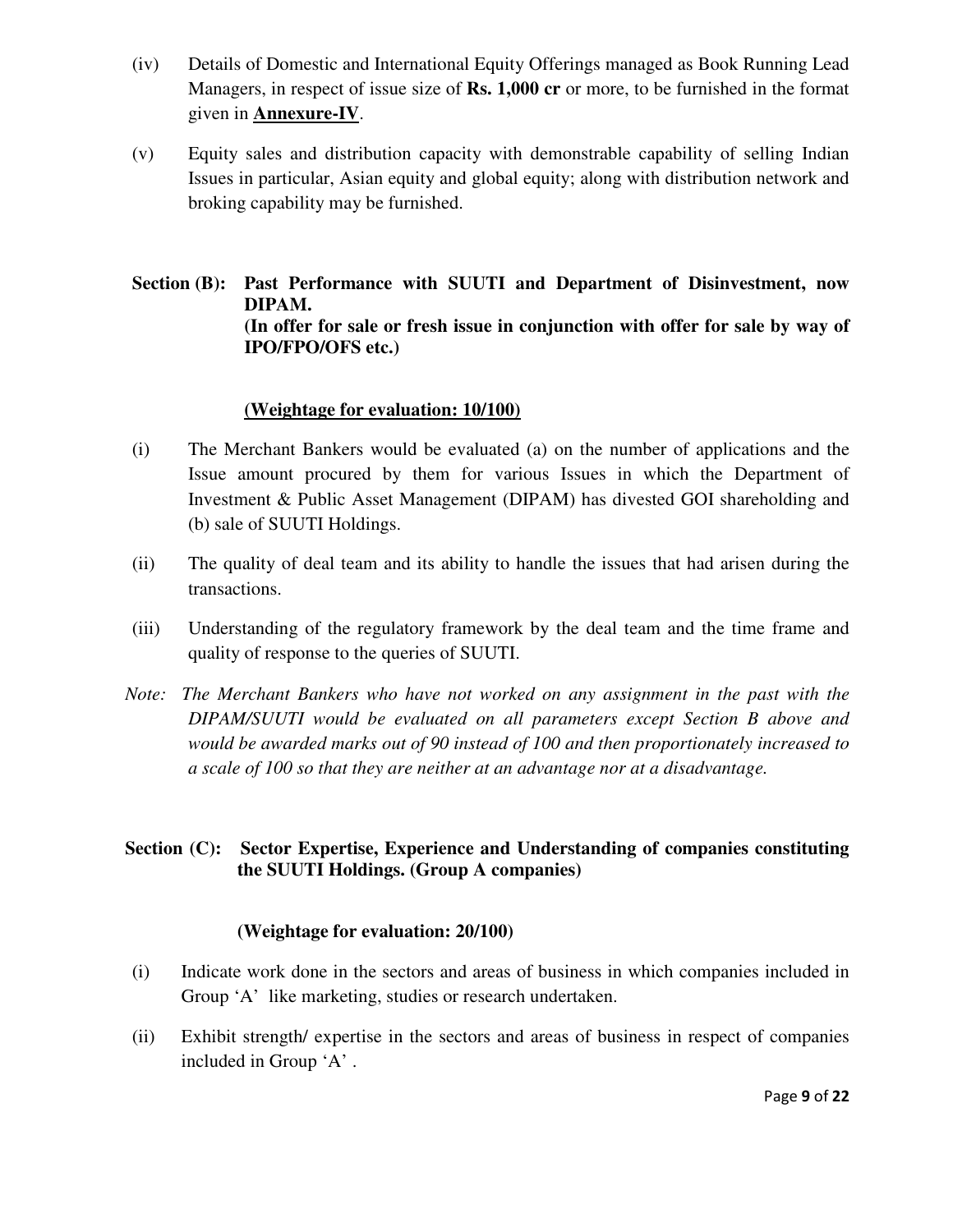(iv) Details of Domestic and International Equity Offerings managed as Book Running Lead Managers, in respect of issue size of **Rs. 1,000 cr** or more, to be furnished in the format given in **Annexure-IV**.

(v) Equity sales and distribution capacity with demonstrable capability of selling Indian Issues in particular, Asian equity and global equity; along with distribution network and broking capability may be furnished.

**Section (B): Past Performance with SUUTI and Department of Disinvestment, now DIPAM.**
**(In offer for sale or fresh issue in conjunction with offer for sale by way of IPO/FPO/OFS etc.)**

**(Weightage for evaluation: 10/100)**

(i) The Merchant Bankers would be evaluated (a) on the number of applications and the Issue amount procured by them for various Issues in which the Department of Investment & Public Asset Management (DIPAM) has divested GOI shareholding and (b) sale of SUUTI Holdings.

(ii) The quality of deal team and its ability to handle the issues that had arisen during the transactions.

(iii) Understanding of the regulatory framework by the deal team and the time frame and quality of response to the queries of SUUTI.

*Note: The Merchant Bankers who have not worked on any assignment in the past with the DIPAM/SUUTI would be evaluated on all parameters except Section B above and would be awarded marks out of 90 instead of 100 and then proportionately increased to a scale of 100 so that they are neither at an advantage nor at a disadvantage.*

**Section (C): Sector Expertise, Experience and Understanding of companies constituting the SUUTI Holdings. (Group A companies)**

**(Weightage for evaluation: 20/100)**

(i) Indicate work done in the sectors and areas of business in which companies included in Group 'A' like marketing, studies or research undertaken.

(ii) Exhibit strength/ expertise in the sectors and areas of business in respect of companies included in Group 'A' .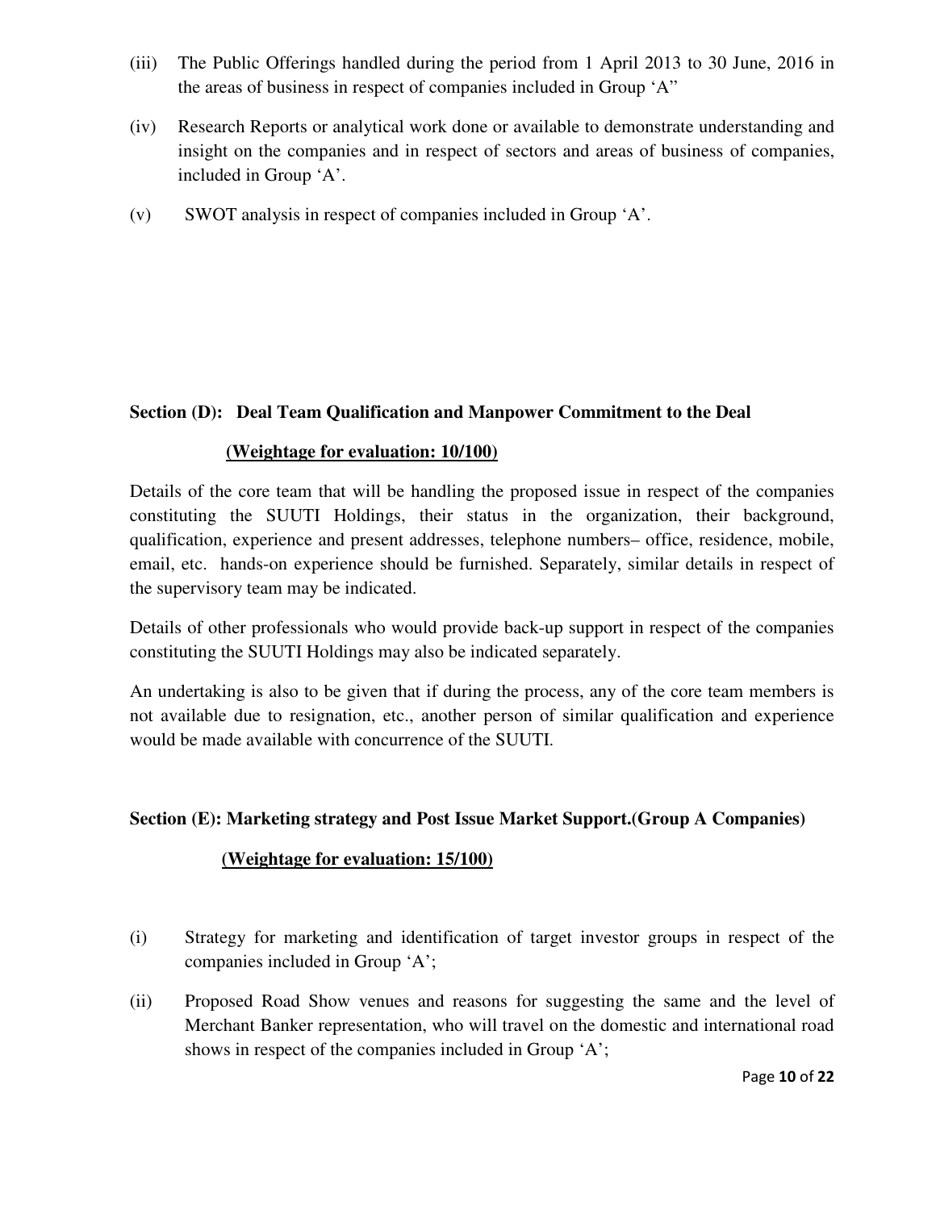(iii) The Public Offerings handled during the period from 1 April 2013 to 30 June, 2016 in the areas of business in respect of companies included in Group 'A"

(iv) Research Reports or analytical work done or available to demonstrate understanding and insight on the companies and in respect of sectors and areas of business of companies, included in Group 'A'.

(v) SWOT analysis in respect of companies included in Group 'A'.

**Section (D): Deal Team Qualification and Manpower Commitment to the Deal**

**(Weightage for evaluation: 10/100)**

Details of the core team that will be handling the proposed issue in respect of the companies constituting the SUUTI Holdings, their status in the organization, their background, qualification, experience and present addresses, telephone numbers– office, residence, mobile, email, etc. hands-on experience should be furnished. Separately, similar details in respect of the supervisory team may be indicated.

Details of other professionals who would provide back-up support in respect of the companies constituting the SUUTI Holdings may also be indicated separately.

An undertaking is also to be given that if during the process, any of the core team members is not available due to resignation, etc., another person of similar qualification and experience would be made available with concurrence of the SUUTI.

**Section (E): Marketing strategy and Post Issue Market Support.(Group A Companies)**

**(Weightage for evaluation: 15/100)**

(i) Strategy for marketing and identification of target investor groups in respect of the companies included in Group 'A';

(ii) Proposed Road Show venues and reasons for suggesting the same and the level of Merchant Banker representation, who will travel on the domestic and international road shows in respect of the companies included in Group 'A';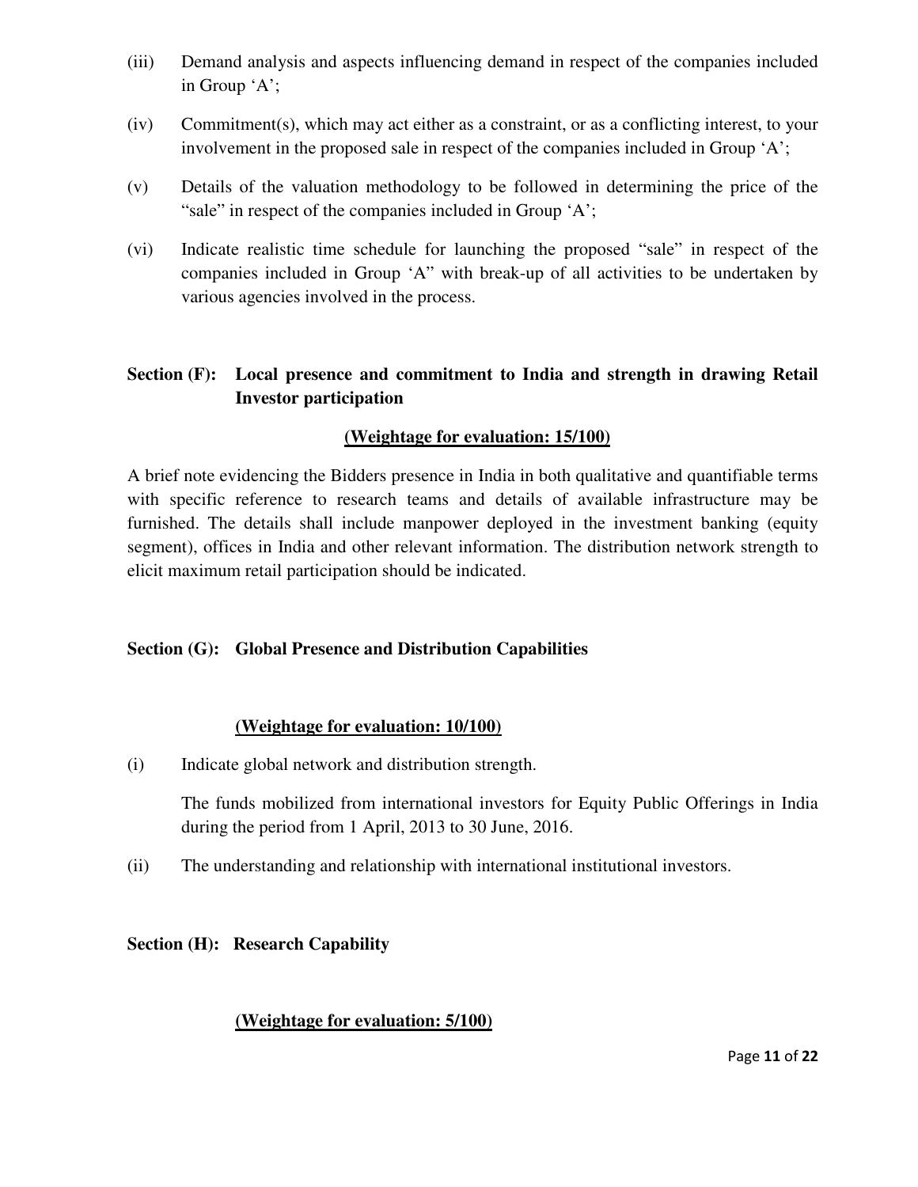(iii) Demand analysis and aspects influencing demand in respect of the companies included in Group ‘A’;

(iv) Commitment(s), which may act either as a constraint, or as a conflicting interest, to your involvement in the proposed sale in respect of the companies included in Group ‘A’;

(v) Details of the valuation methodology to be followed in determining the price of the “sale” in respect of the companies included in Group ‘A’;

(vi) Indicate realistic time schedule for launching the proposed “sale” in respect of the companies included in Group “A” with break-up of all activities to be undertaken by various agencies involved in the process.

**Section (F): Local presence and commitment to India and strength in drawing Retail Investor participation**

**(Weightage for evaluation: 15/100)**

A brief note evidencing the Bidders presence in India in both qualitative and quantifiable terms with specific reference to research teams and details of available infrastructure may be furnished. The details shall include manpower deployed in the investment banking (equity segment), offices in India and other relevant information. The distribution network strength to elicit maximum retail participation should be indicated.

**Section (G): Global Presence and Distribution Capabilities**

**(Weightage for evaluation: 10/100)**

(i) Indicate global network and distribution strength.

The funds mobilized from international investors for Equity Public Offerings in India during the period from 1 April, 2013 to 30 June, 2016.

(ii) The understanding and relationship with international institutional investors.

**Section (H): Research Capability**

**(Weightage for evaluation: 5/100)**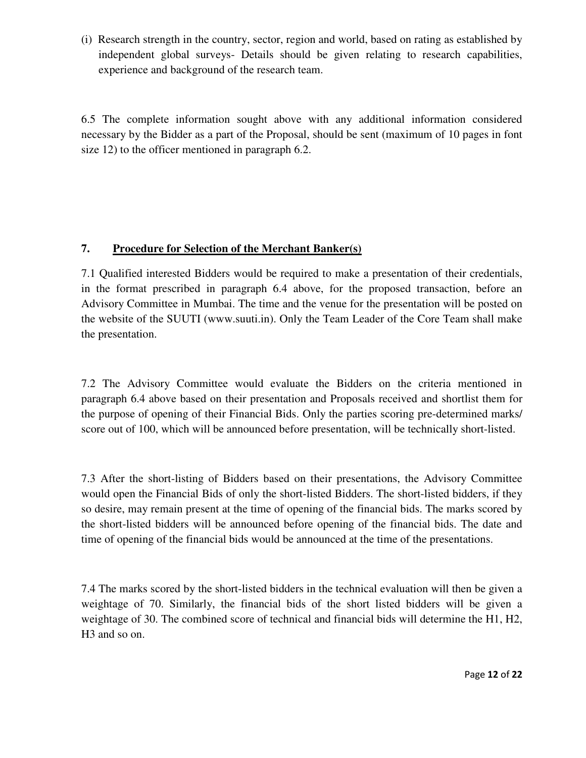(i) Research strength in the country, sector, region and world, based on rating as established by independent global surveys- Details should be given relating to research capabilities, experience and background of the research team.

6.5 The complete information sought above with any additional information considered necessary by the Bidder as a part of the Proposal, should be sent (maximum of 10 pages in font size 12) to the officer mentioned in paragraph 6.2.

## 7. **Procedure for Selection of the Merchant Banker(s)**

7.1 Qualified interested Bidders would be required to make a presentation of their credentials, in the format prescribed in paragraph 6.4 above, for the proposed transaction, before an Advisory Committee in Mumbai. The time and the venue for the presentation will be posted on the website of the SUUTI (www.suuti.in). Only the Team Leader of the Core Team shall make the presentation.

7.2 The Advisory Committee would evaluate the Bidders on the criteria mentioned in paragraph 6.4 above based on their presentation and Proposals received and shortlist them for the purpose of opening of their Financial Bids. Only the parties scoring pre-determined marks/ score out of 100, which will be announced before presentation, will be technically short-listed.

7.3 After the short-listing of Bidders based on their presentations, the Advisory Committee would open the Financial Bids of only the short-listed Bidders. The short-listed bidders, if they so desire, may remain present at the time of opening of the financial bids. The marks scored by the short-listed bidders will be announced before opening of the financial bids. The date and time of opening of the financial bids would be announced at the time of the presentations.

7.4 The marks scored by the short-listed bidders in the technical evaluation will then be given a weightage of 70. Similarly, the financial bids of the short listed bidders will be given a weightage of 30. The combined score of technical and financial bids will determine the H1, H2, H3 and so on.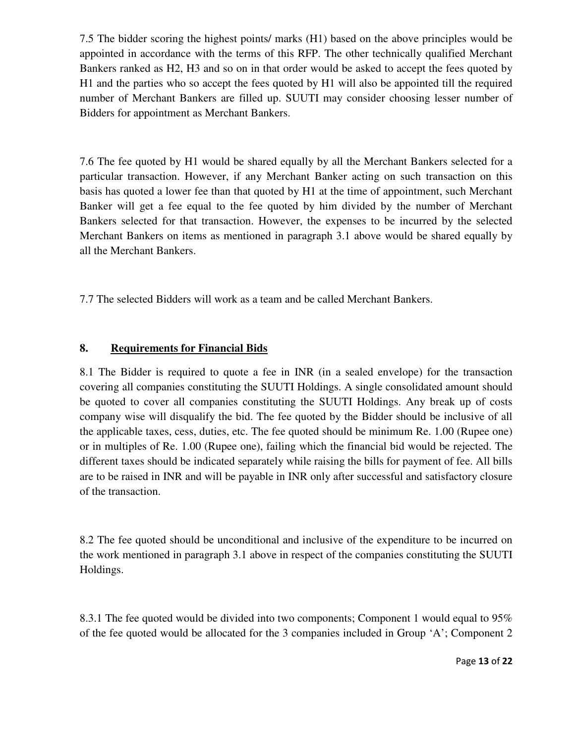7.5 The bidder scoring the highest points/ marks (H1) based on the above principles would be appointed in accordance with the terms of this RFP. The other technically qualified Merchant Bankers ranked as H2, H3 and so on in that order would be asked to accept the fees quoted by H1 and the parties who so accept the fees quoted by H1 will also be appointed till the required number of Merchant Bankers are filled up. SUUTI may consider choosing lesser number of Bidders for appointment as Merchant Bankers.

7.6 The fee quoted by H1 would be shared equally by all the Merchant Bankers selected for a particular transaction. However, if any Merchant Banker acting on such transaction on this basis has quoted a lower fee than that quoted by H1 at the time of appointment, such Merchant Banker will get a fee equal to the fee quoted by him divided by the number of Merchant Bankers selected for that transaction. However, the expenses to be incurred by the selected Merchant Bankers on items as mentioned in paragraph 3.1 above would be shared equally by all the Merchant Bankers.

7.7 The selected Bidders will work as a team and be called Merchant Bankers.

## 8. Requirements for Financial Bids

8.1 The Bidder is required to quote a fee in INR (in a sealed envelope) for the transaction covering all companies constituting the SUUTI Holdings. A single consolidated amount should be quoted to cover all companies constituting the SUUTI Holdings. Any break up of costs company wise will disqualify the bid. The fee quoted by the Bidder should be inclusive of all the applicable taxes, cess, duties, etc. The fee quoted should be minimum Re. 1.00 (Rupee one) or in multiples of Re. 1.00 (Rupee one), failing which the financial bid would be rejected. The different taxes should be indicated separately while raising the bills for payment of fee. All bills are to be raised in INR and will be payable in INR only after successful and satisfactory closure of the transaction.

8.2 The fee quoted should be unconditional and inclusive of the expenditure to be incurred on the work mentioned in paragraph 3.1 above in respect of the companies constituting the SUUTI Holdings.

8.3.1 The fee quoted would be divided into two components; Component 1 would equal to 95% of the fee quoted would be allocated for the 3 companies included in Group 'A'; Component 2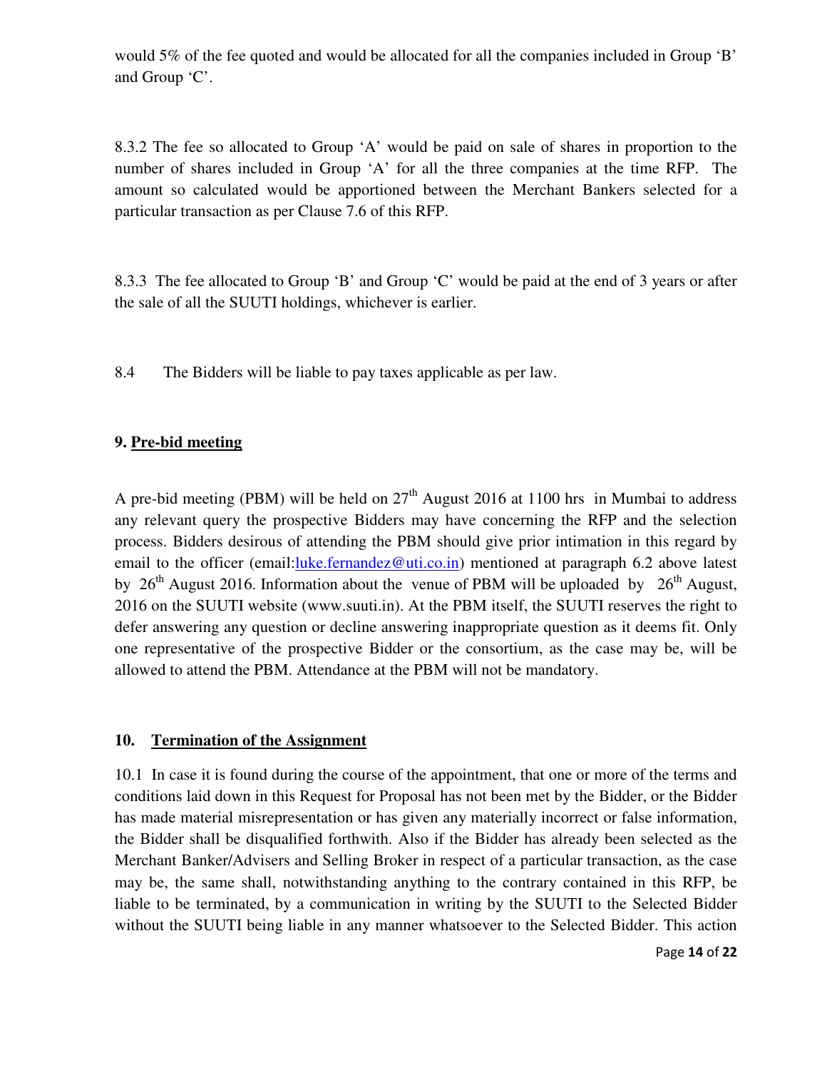would 5% of the fee quoted and would be allocated for all the companies included in Group 'B' and Group 'C'.

8.3.2 The fee so allocated to Group 'A' would be paid on sale of shares in proportion to the number of shares included in Group 'A' for all the three companies at the time RFP. The amount so calculated would be apportioned between the Merchant Bankers selected for a particular transaction as per Clause 7.6 of this RFP.

8.3.3 The fee allocated to Group 'B' and Group 'C' would be paid at the end of 3 years or after the sale of all the SUUTI holdings, whichever is earlier.

8.4 The Bidders will be liable to pay taxes applicable as per law.

## 9. Pre-bid meeting

A pre-bid meeting (PBM) will be held on 27th August 2016 at 1100 hrs in Mumbai to address any relevant query the prospective Bidders may have concerning the RFP and the selection process. Bidders desirous of attending the PBM should give prior intimation in this regard by email to the officer (email:luke.fernandez@uti.co.in) mentioned at paragraph 6.2 above latest by 26th August 2016. Information about the venue of PBM will be uploaded by 26th August, 2016 on the SUUTI website (www.suuti.in). At the PBM itself, the SUUTI reserves the right to defer answering any question or decline answering inappropriate question as it deems fit. Only one representative of the prospective Bidder or the consortium, as the case may be, will be allowed to attend the PBM. Attendance at the PBM will not be mandatory.

## 10. Termination of the Assignment

10.1 In case it is found during the course of the appointment, that one or more of the terms and conditions laid down in this Request for Proposal has not been met by the Bidder, or the Bidder has made material misrepresentation or has given any materially incorrect or false information, the Bidder shall be disqualified forthwith. Also if the Bidder has already been selected as the Merchant Banker/Advisers and Selling Broker in respect of a particular transaction, as the case may be, the same shall, notwithstanding anything to the contrary contained in this RFP, be liable to be terminated, by a communication in writing by the SUUTI to the Selected Bidder without the SUUTI being liable in any manner whatsoever to the Selected Bidder. This action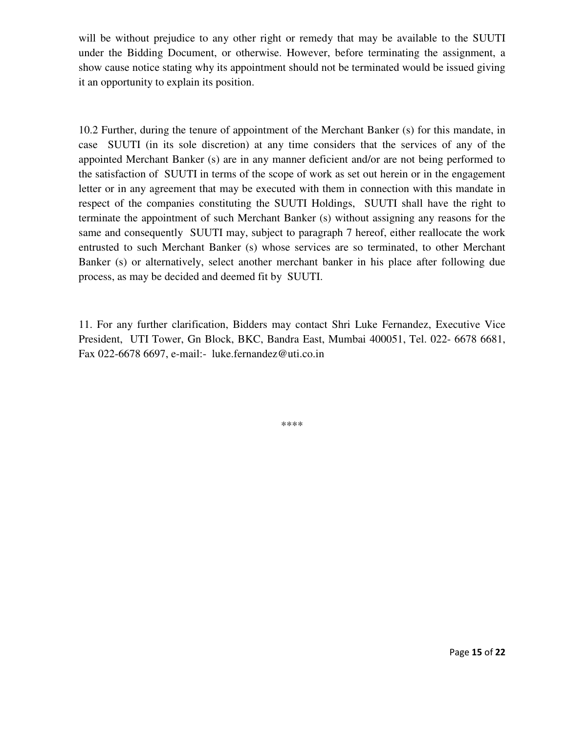will be without prejudice to any other right or remedy that may be available to the SUUTI under the Bidding Document, or otherwise. However, before terminating the assignment, a show cause notice stating why its appointment should not be terminated would be issued giving it an opportunity to explain its position.

10.2 Further, during the tenure of appointment of the Merchant Banker (s) for this mandate, in case SUUTI (in its sole discretion) at any time considers that the services of any of the appointed Merchant Banker (s) are in any manner deficient and/or are not being performed to the satisfaction of SUUTI in terms of the scope of work as set out herein or in the engagement letter or in any agreement that may be executed with them in connection with this mandate in respect of the companies constituting the SUUTI Holdings, SUUTI shall have the right to terminate the appointment of such Merchant Banker (s) without assigning any reasons for the same and consequently SUUTI may, subject to paragraph 7 hereof, either reallocate the work entrusted to such Merchant Banker (s) whose services are so terminated, to other Merchant Banker (s) or alternatively, select another merchant banker in his place after following due process, as may be decided and deemed fit by SUUTI.

11. For any further clarification, Bidders may contact Shri Luke Fernandez, Executive Vice President, UTI Tower, Gn Block, BKC, Bandra East, Mumbai 400051, Tel. 022- 6678 6681, Fax 022-6678 6697, e-mail:- luke.fernandez@uti.co.in

****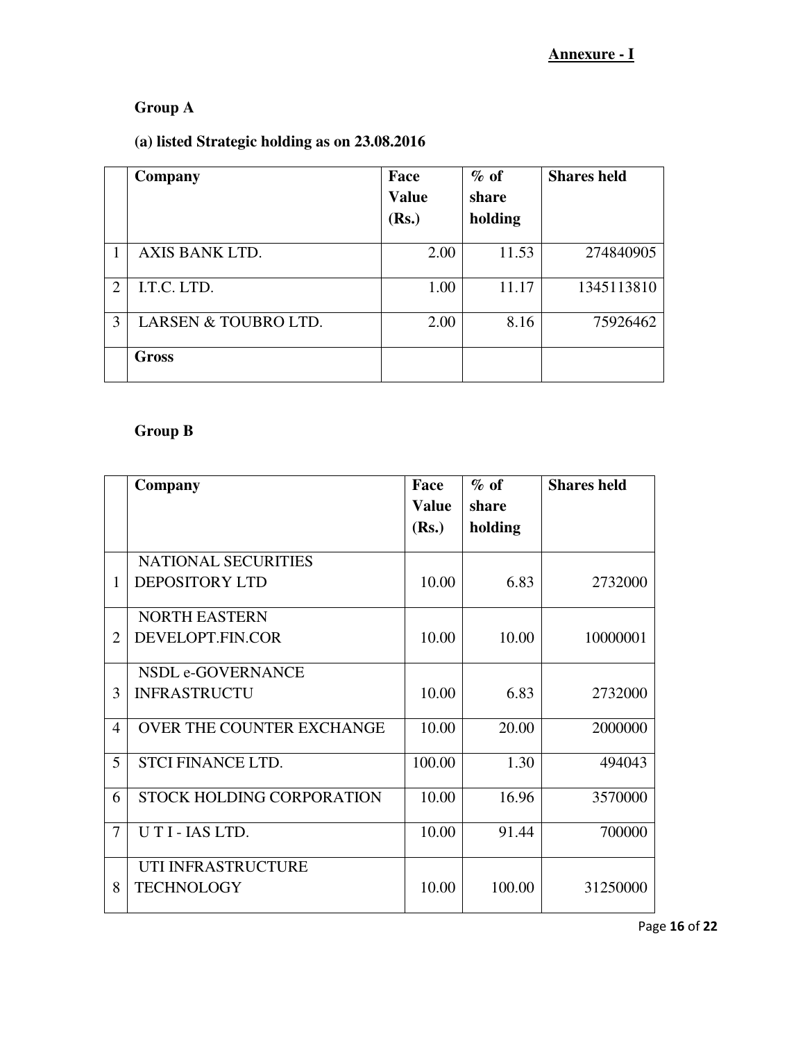**Annexure - I**

**Group A**

**(a) listed Strategic holding as on 23.08.2016**

| | Company | Face Value (Rs.) | % of share holding | Shares held |
|---|---|---|---|---|
| 1 | AXIS BANK LTD. | 2.00 | 11.53 | 274840905 |
| 2 | I.T.C. LTD. | 1.00 | 11.17 | 1345113810 |
| 3 | LARSEN & TOUBRO LTD. | 2.00 | 8.16 | 75926462 |
| | **Gross** | | | |

**Group B**

| | Company | Face Value (Rs.) | % of share holding | Shares held |
|---|---|---|---|---|
| 1 | NATIONAL SECURITIES DEPOSITORY LTD | 10.00 | 6.83 | 2732000 |
| 2 | NORTH EASTERN DEVELOPT.FIN.COR | 10.00 | 10.00 | 10000001 |
| 3 | NSDL e-GOVERNANCE INFRASTRUCTU | 10.00 | 6.83 | 2732000 |
| 4 | OVER THE COUNTER EXCHANGE | 10.00 | 20.00 | 2000000 |
| 5 | STCI FINANCE LTD. | 100.00 | 1.30 | 494043 |
| 6 | STOCK HOLDING CORPORATION | 10.00 | 16.96 | 3570000 |
| 7 | U T I - IAS LTD. | 10.00 | 91.44 | 700000 |
| 8 | UTI INFRASTRUCTURE TECHNOLOGY | 10.00 | 100.00 | 31250000 |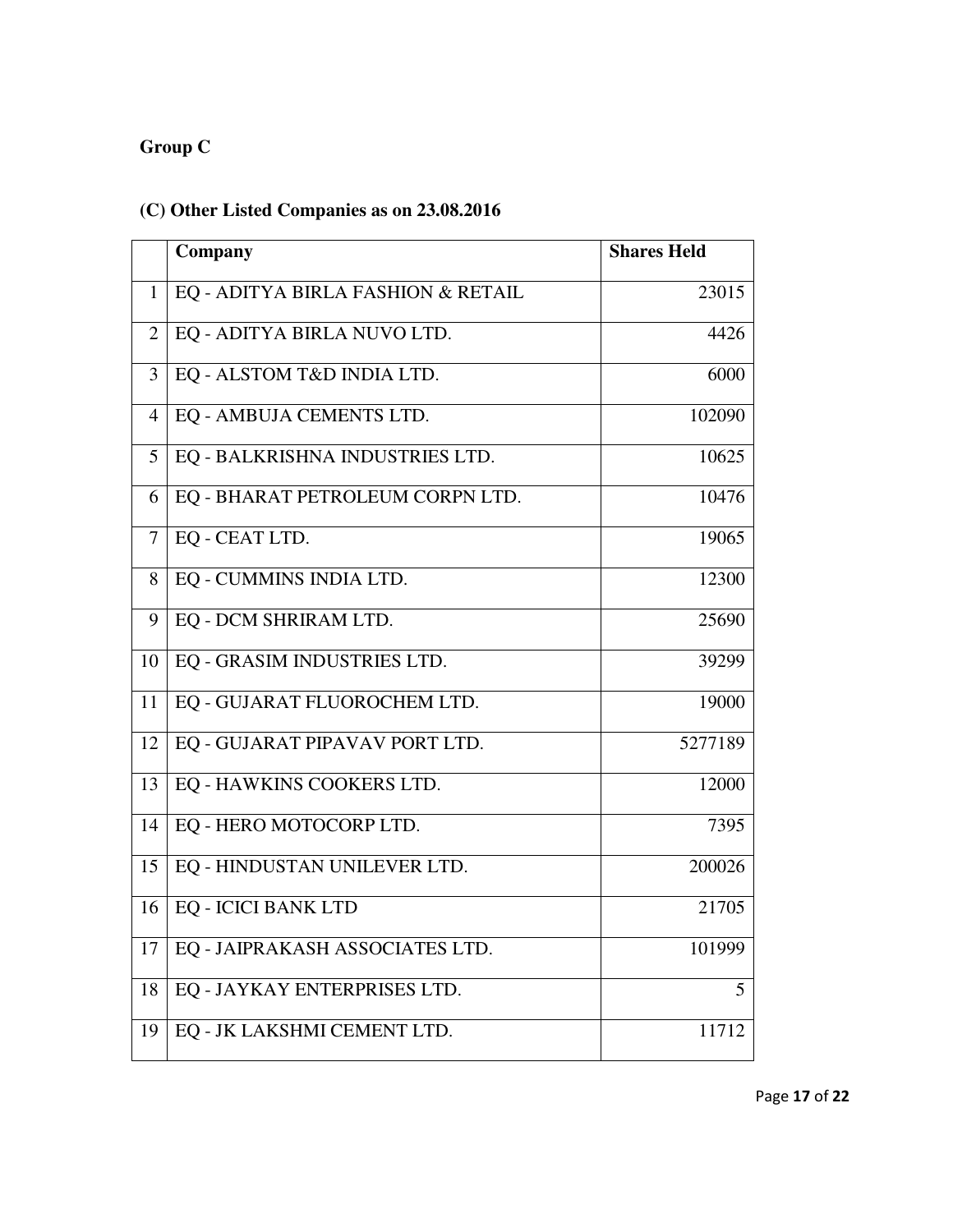**Group C**

**(C) Other Listed Companies as on 23.08.2016**

| | Company | Shares Held |
|---|---|---|
| 1 | EQ - ADITYA BIRLA FASHION & RETAIL | 23015 |
| 2 | EQ - ADITYA BIRLA NUVO LTD. | 4426 |
| 3 | EQ - ALSTOM T&D INDIA LTD. | 6000 |
| 4 | EQ - AMBUJA CEMENTS LTD. | 102090 |
| 5 | EQ - BALKRISHNA INDUSTRIES LTD. | 10625 |
| 6 | EQ - BHARAT PETROLEUM CORPN LTD. | 10476 |
| 7 | EQ - CEAT LTD. | 19065 |
| 8 | EQ - CUMMINS INDIA LTD. | 12300 |
| 9 | EQ - DCM SHRIRAM LTD. | 25690 |
| 10 | EQ - GRASIM INDUSTRIES LTD. | 39299 |
| 11 | EQ - GUJARAT FLUOROCHEM LTD. | 19000 |
| 12 | EQ - GUJARAT PIPAVAV PORT LTD. | 5277189 |
| 13 | EQ - HAWKINS COOKERS LTD. | 12000 |
| 14 | EQ - HERO MOTOCORP LTD. | 7395 |
| 15 | EQ - HINDUSTAN UNILEVER LTD. | 200026 |
| 16 | EQ - ICICI BANK LTD | 21705 |
| 17 | EQ - JAIPRAKASH ASSOCIATES LTD. | 101999 |
| 18 | EQ - JAYKAY ENTERPRISES LTD. | 5 |
| 19 | EQ - JK LAKSHMI CEMENT LTD. | 11712 |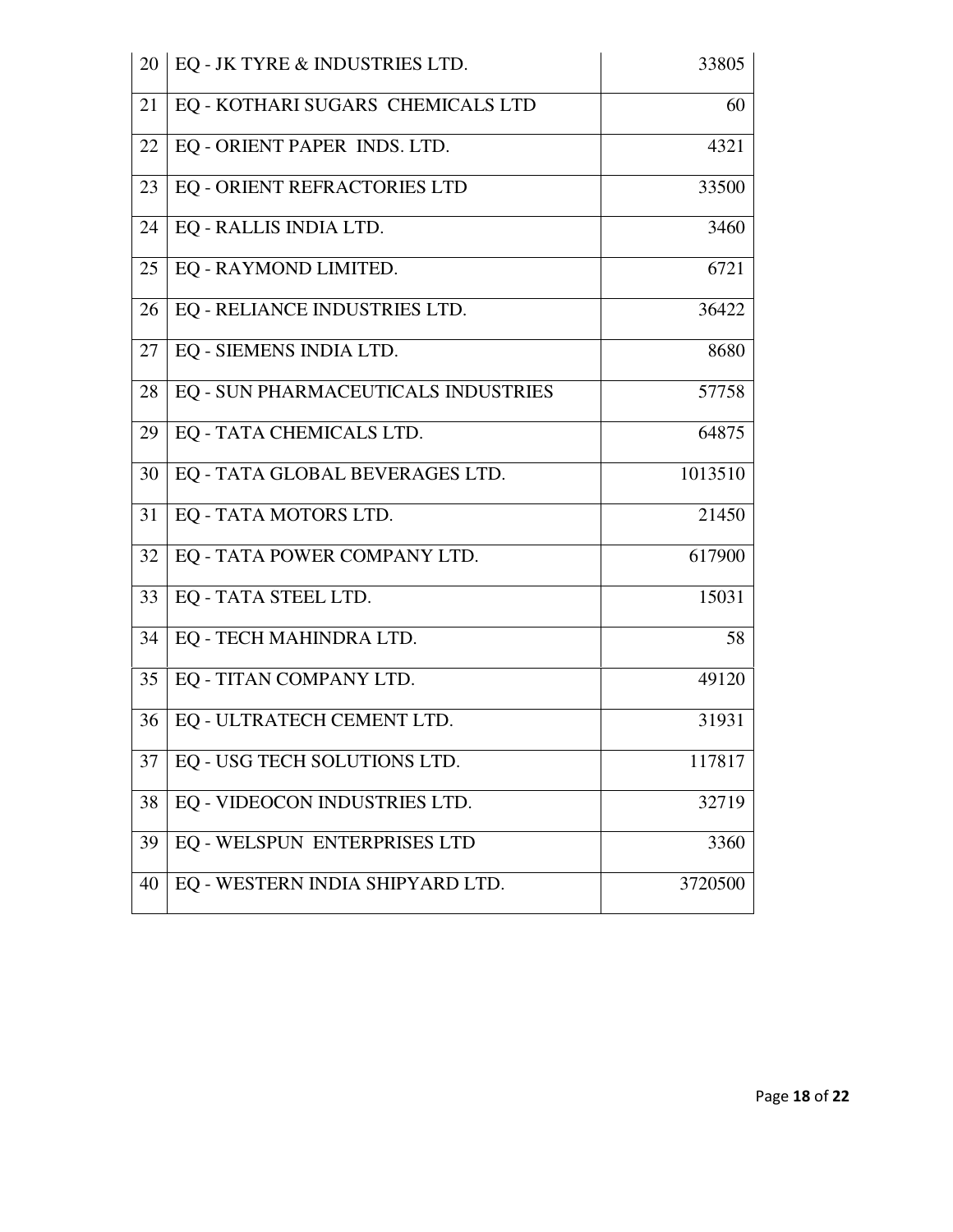| | | |
|---|---|---|
| 20 | EQ - JK TYRE & INDUSTRIES LTD. | 33805 |
| 21 | EQ - KOTHARI SUGARS  CHEMICALS LTD | 60 |
| 22 | EQ - ORIENT PAPER  INDS. LTD. | 4321 |
| 23 | EQ - ORIENT REFRACTORIES LTD | 33500 |
| 24 | EQ - RALLIS INDIA LTD. | 3460 |
| 25 | EQ - RAYMOND LIMITED. | 6721 |
| 26 | EQ - RELIANCE INDUSTRIES LTD. | 36422 |
| 27 | EQ - SIEMENS INDIA LTD. | 8680 |
| 28 | EQ - SUN PHARMACEUTICALS INDUSTRIES | 57758 |
| 29 | EQ - TATA CHEMICALS LTD. | 64875 |
| 30 | EQ - TATA GLOBAL BEVERAGES LTD. | 1013510 |
| 31 | EQ - TATA MOTORS LTD. | 21450 |
| 32 | EQ - TATA POWER COMPANY LTD. | 617900 |
| 33 | EQ - TATA STEEL LTD. | 15031 |
| 34 | EQ - TECH MAHINDRA LTD. | 58 |
| 35 | EQ - TITAN COMPANY LTD. | 49120 |
| 36 | EQ - ULTRATECH CEMENT LTD. | 31931 |
| 37 | EQ - USG TECH SOLUTIONS LTD. | 117817 |
| 38 | EQ - VIDEOCON INDUSTRIES LTD. | 32719 |
| 39 | EQ - WELSPUN  ENTERPRISES LTD | 3360 |
| 40 | EQ - WESTERN INDIA SHIPYARD LTD. | 3720500 |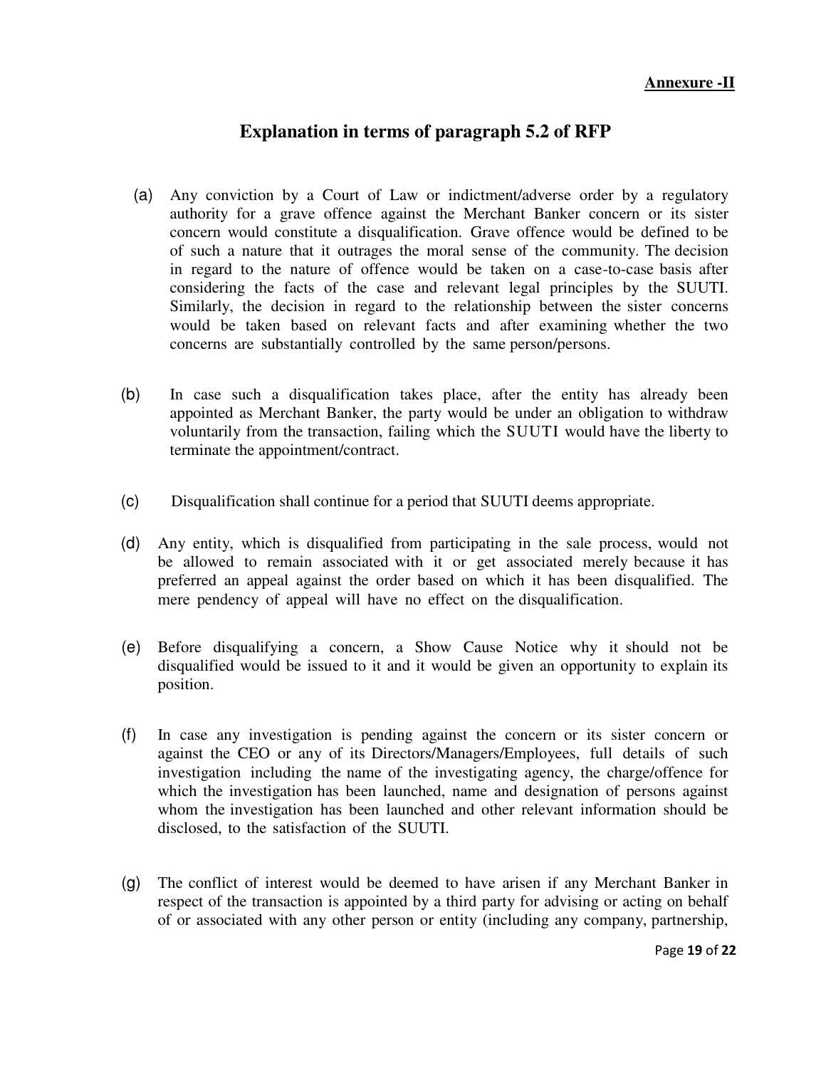**Annexure -II**

## Explanation in terms of paragraph 5.2 of RFP

(a) Any conviction by a Court of Law or indictment/adverse order by a regulatory authority for a grave offence against the Merchant Banker concern or its sister concern would constitute a disqualification. Grave offence would be defined to be of such a nature that it outrages the moral sense of the community. The decision in regard to the nature of offence would be taken on a case-to-case basis after considering the facts of the case and relevant legal principles by the SUUTI. Similarly, the decision in regard to the relationship between the sister concerns would be taken based on relevant facts and after examining whether the two concerns are substantially controlled by the same person/persons.

(b) In case such a disqualification takes place, after the entity has already been appointed as Merchant Banker, the party would be under an obligation to withdraw voluntarily from the transaction, failing which the SUUTI would have the liberty to terminate the appointment/contract.

(c) Disqualification shall continue for a period that SUUTI deems appropriate.

(d) Any entity, which is disqualified from participating in the sale process, would not be allowed to remain associated with it or get associated merely because it has preferred an appeal against the order based on which it has been disqualified. The mere pendency of appeal will have no effect on the disqualification.

(e) Before disqualifying a concern, a Show Cause Notice why it should not be disqualified would be issued to it and it would be given an opportunity to explain its position.

(f) In case any investigation is pending against the concern or its sister concern or against the CEO or any of its Directors/Managers/Employees, full details of such investigation including the name of the investigating agency, the charge/offence for which the investigation has been launched, name and designation of persons against whom the investigation has been launched and other relevant information should be disclosed, to the satisfaction of the SUUTI.

(g) The conflict of interest would be deemed to have arisen if any Merchant Banker in respect of the transaction is appointed by a third party for advising or acting on behalf of or associated with any other person or entity (including any company, partnership,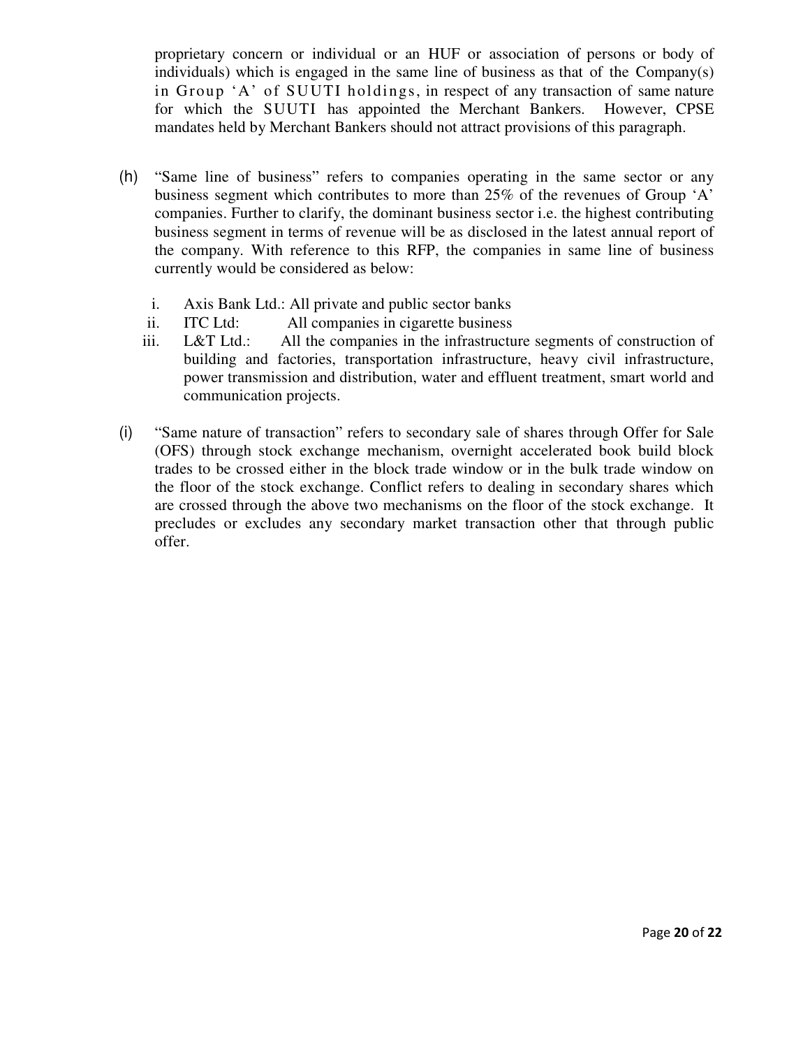proprietary concern or individual or an HUF or association of persons or body of individuals) which is engaged in the same line of business as that of the Company(s) in Group 'A' of SUUTI holdings, in respect of any transaction of same nature for which the SUUTI has appointed the Merchant Bankers. However, CPSE mandates held by Merchant Bankers should not attract provisions of this paragraph.

(h) "Same line of business" refers to companies operating in the same sector or any business segment which contributes to more than 25% of the revenues of Group 'A' companies. Further to clarify, the dominant business sector i.e. the highest contributing business segment in terms of revenue will be as disclosed in the latest annual report of the company. With reference to this RFP, the companies in same line of business currently would be considered as below:

   i. Axis Bank Ltd.: All private and public sector banks
   ii. ITC Ltd: All companies in cigarette business
   iii. L&T Ltd.: All the companies in the infrastructure segments of construction of building and factories, transportation infrastructure, heavy civil infrastructure, power transmission and distribution, water and effluent treatment, smart world and communication projects.

(i) "Same nature of transaction" refers to secondary sale of shares through Offer for Sale (OFS) through stock exchange mechanism, overnight accelerated book build block trades to be crossed either in the block trade window or in the bulk trade window on the floor of the stock exchange. Conflict refers to dealing in secondary shares which are crossed through the above two mechanisms on the floor of the stock exchange. It precludes or excludes any secondary market transaction other that through public offer.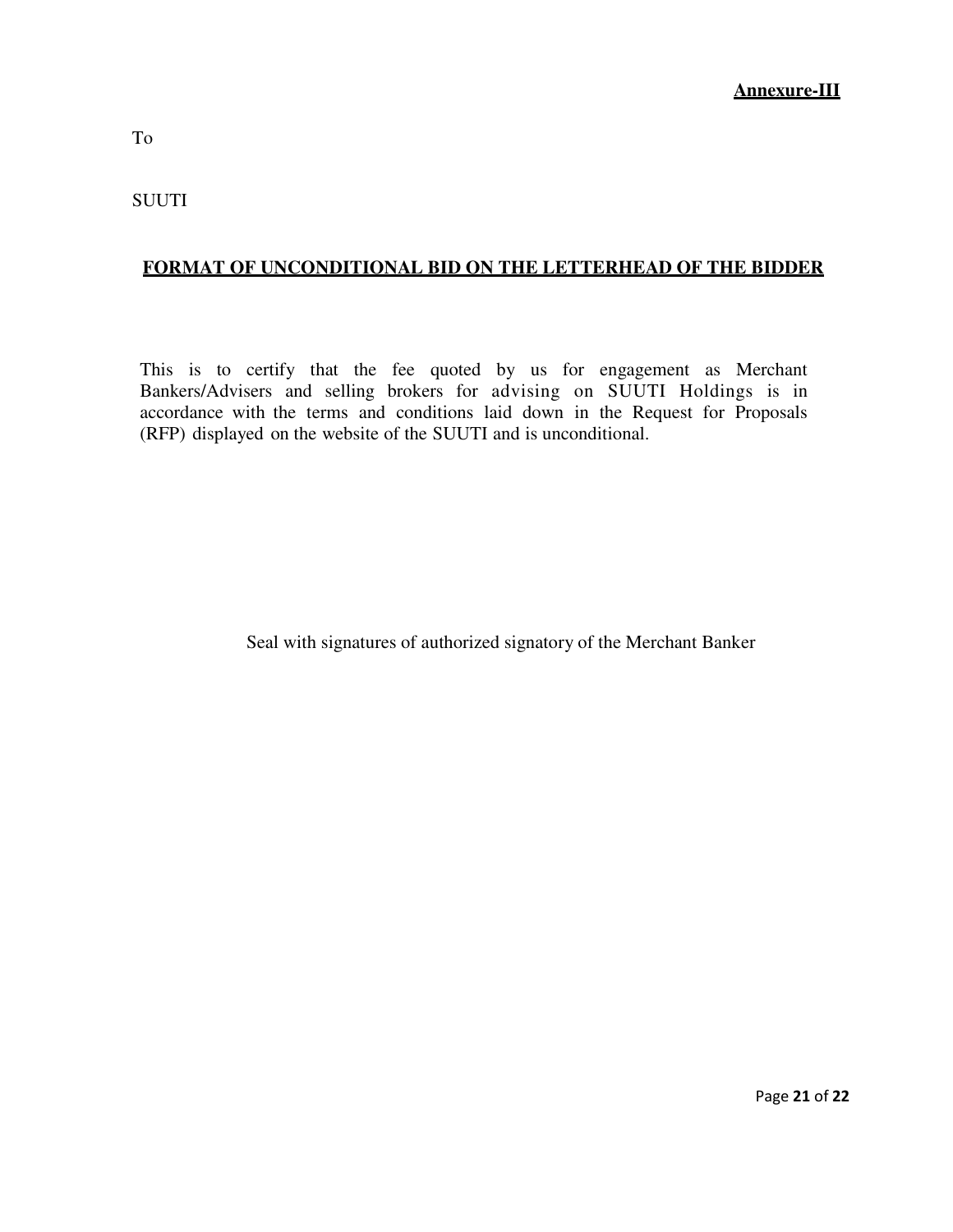**Annexure-III**

To

SUUTI

## FORMAT OF UNCONDITIONAL BID ON THE LETTERHEAD OF THE BIDDER

This is to certify that the fee quoted by us for engagement as Merchant Bankers/Advisers and selling brokers for advising on SUUTI Holdings is in accordance with the terms and conditions laid down in the Request for Proposals (RFP) displayed on the website of the SUUTI and is unconditional.

Seal with signatures of authorized signatory of the Merchant Banker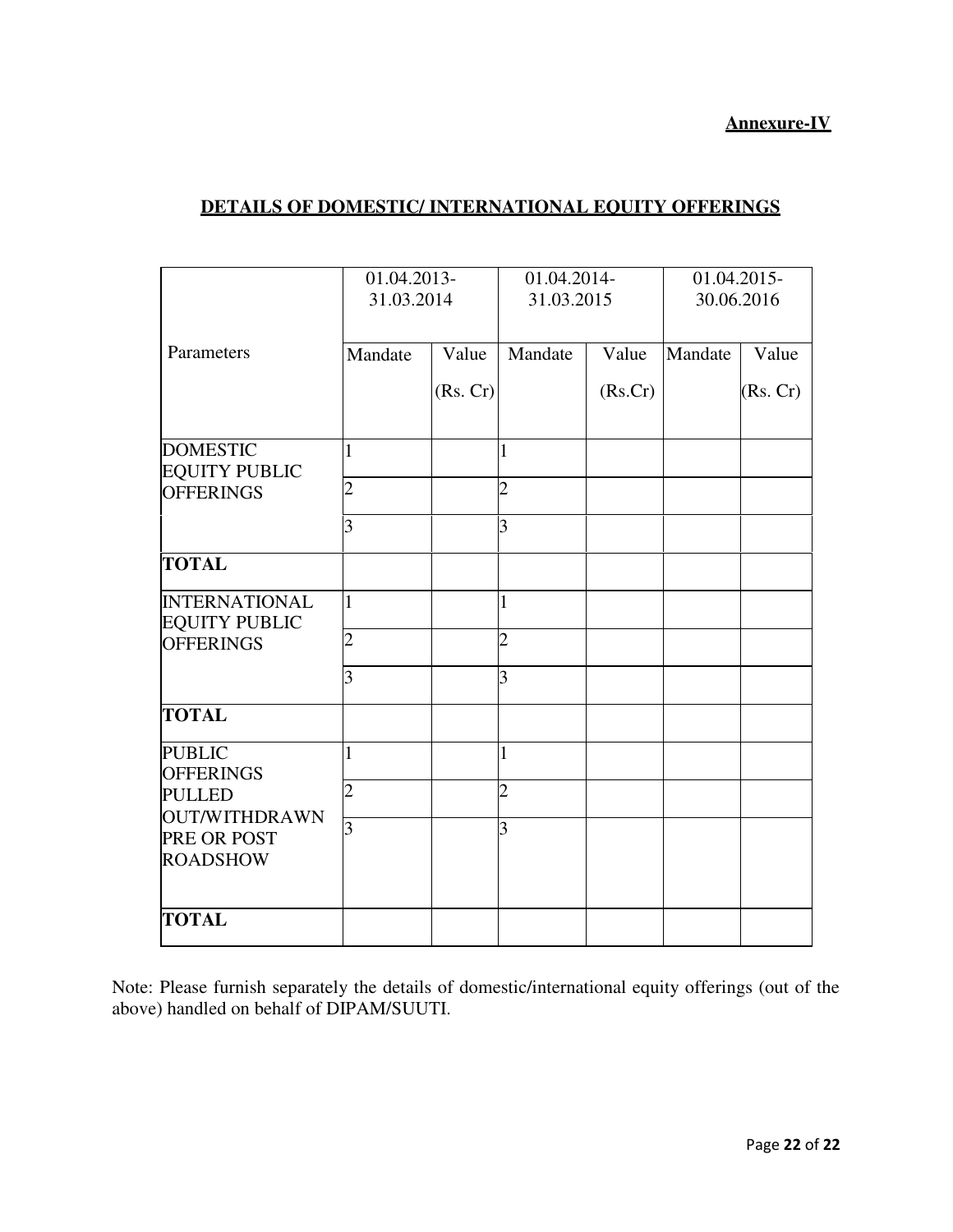**Annexure-IV**

## DETAILS OF DOMESTIC/ INTERNATIONAL EQUITY OFFERINGS

| Parameters | 01.04.2013-31.03.2014 | | 01.04.2014-31.03.2015 | | 01.04.2015-30.06.2016 | |
|---|---|---|---|---|---|---|
| | Mandate | Value (Rs. Cr) | Mandate | Value (Rs.Cr) | Mandate | Value (Rs. Cr) |
| DOMESTIC EQUITY PUBLIC OFFERINGS | 1 | | 1 | | | |
| | 2 | | 2 | | | |
| | 3 | | 3 | | | |
| **TOTAL** | | | | | | |
| INTERNATIONAL EQUITY PUBLIC OFFERINGS | 1 | | 1 | | | |
| | 2 | | 2 | | | |
| | 3 | | 3 | | | |
| **TOTAL** | | | | | | |
| PUBLIC OFFERINGS PULLED OUT/WITHDRAWN PRE OR POST ROADSHOW | 1 | | 1 | | | |
| | 2 | | 2 | | | |
| | 3 | | 3 | | | |
| **TOTAL** | | | | | | |

Note: Please furnish separately the details of domestic/international equity offerings (out of the above) handled on behalf of DIPAM/SUUTI.